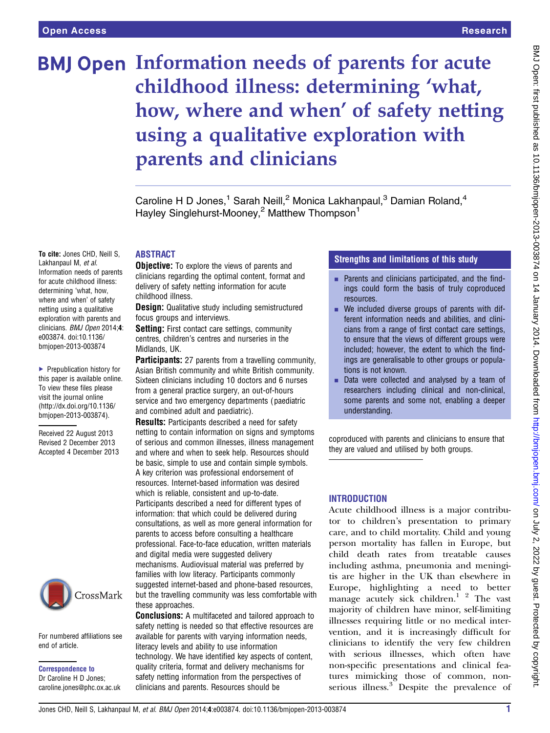# Information needs of parents for acute childhood illness: determining 'what, how, where and when' of safety netting using a qualitative exploration with parents and clinicians

Caroline H D Jones,[1] Sarah Neill,[2] Monica Lakhanpaul,[3] Damian Roland,[4] Hayley Singlehurst-Mooney,[2] Matthew Thompson[1]

**To cite:** Jones CHD, Neill S, Lakhanpaul M, *et al*. Information needs of parents for acute childhood illness: determining 'what, how, where and when' of safety netting using a qualitative exploration with parents and clinicians. *BMJ Open* 2014;**4**: e003874. doi:10.1136/bmjopen-2013-003874

▸ Prepublication history for this paper is available online. To view these files please visit the journal online (http://dx.doi.org/10.1136/bmjopen-2013-003874).

Received 22 August 2013
Revised 2 December 2013
Accepted 4 December 2013

For numbered affiliations see end of article.

**Correspondence to**
Dr Caroline H D Jones; caroline.jones@phc.ox.ac.uk

## ABSTRACT

**Objective:** To explore the views of parents and clinicians regarding the optimal content, format and delivery of safety netting information for acute childhood illness.

**Design:** Qualitative study including semistructured focus groups and interviews.

**Setting:** First contact care settings, community centres, children's centres and nurseries in the Midlands, UK.

**Participants:** 27 parents from a travelling community, Asian British community and white British community. Sixteen clinicians including 10 doctors and 6 nurses from a general practice surgery, an out-of-hours service and two emergency departments (paediatric and combined adult and paediatric).

**Results:** Participants described a need for safety netting to contain information on signs and symptoms of serious and common illnesses, illness management and where and when to seek help. Resources should be basic, simple to use and contain simple symbols. A key criterion was professional endorsement of resources. Internet-based information was desired which is reliable, consistent and up-to-date. Participants described a need for different types of information: that which could be delivered during consultations, as well as more general information for parents to access before consulting a healthcare professional. Face-to-face education, written materials and digital media were suggested delivery mechanisms. Audiovisual material was preferred by families with low literacy. Participants commonly suggested internet-based and phone-based resources, but the travelling community was less comfortable with these approaches.

**Conclusions:** A multifaceted and tailored approach to safety netting is needed so that effective resources are available for parents with varying information needs, literacy levels and ability to use information technology. We have identified key aspects of content, quality criteria, format and delivery mechanisms for safety netting information from the perspectives of clinicians and parents. Resources should be coproduced with parents and clinicians to ensure that they are valued and utilised by both groups.

## Strengths and limitations of this study

- Parents and clinicians participated, and the findings could form the basis of truly coproduced resources.
- We included diverse groups of parents with different information needs and abilities, and clinicians from a range of first contact care settings, to ensure that the views of different groups were included; however, the extent to which the findings are generalisable to other groups or populations is not known.
- Data were collected and analysed by a team of researchers including clinical and non-clinical, some parents and some not, enabling a deeper understanding.

## INTRODUCTION

Acute childhood illness is a major contributor to children's presentation to primary care, and to child mortality. Child and young person mortality has fallen in Europe, but child death rates from treatable causes including asthma, pneumonia and meningitis are higher in the UK than elsewhere in Europe, highlighting a need to better manage acutely sick children.[1 2] The vast majority of children have minor, self-limiting illnesses requiring little or no medical intervention, and it is increasingly difficult for clinicians to identify the very few children with serious illnesses, which often have non-specific presentations and clinical features mimicking those of common, non-serious illness.[3] Despite the prevalence of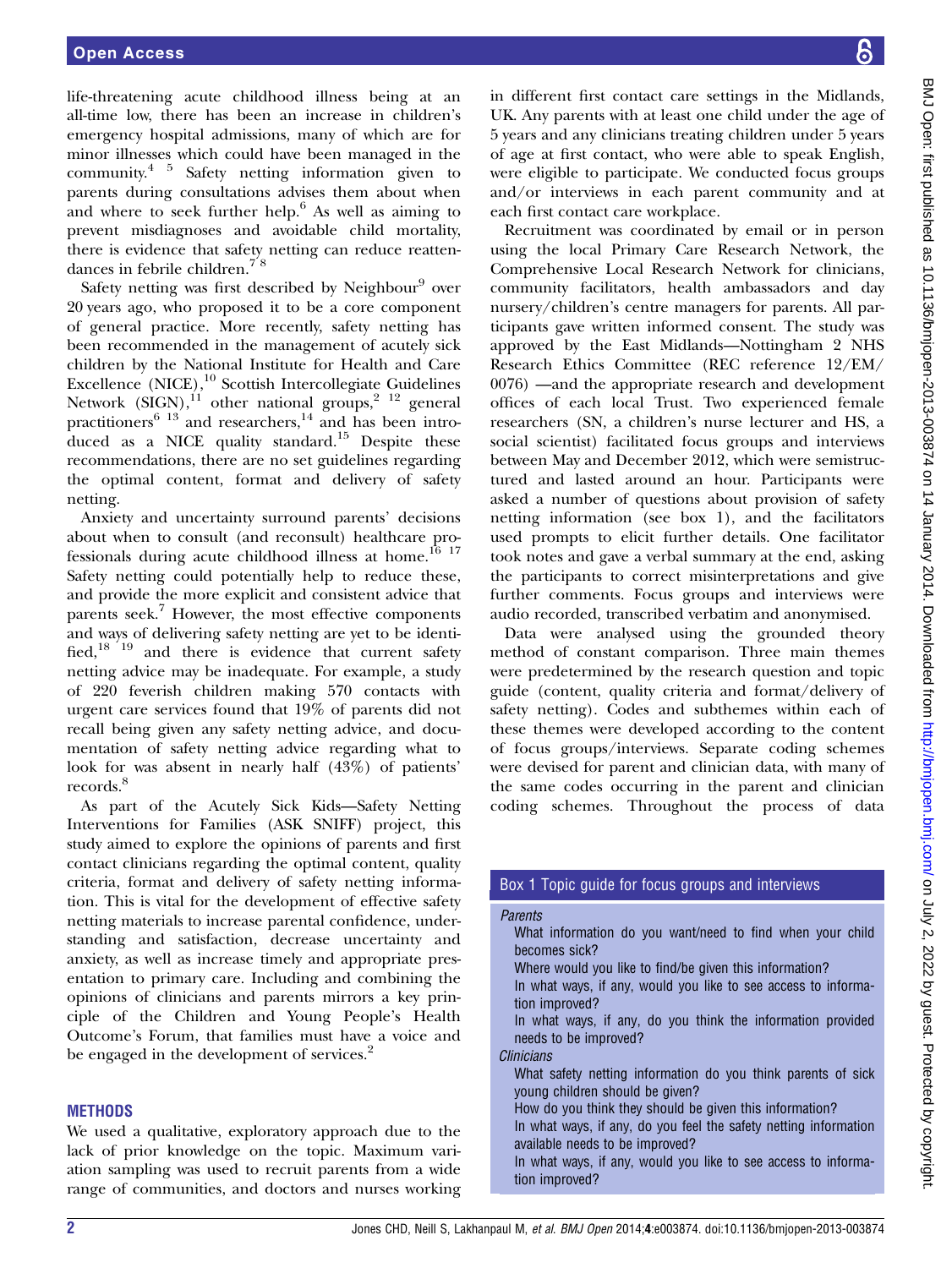life-threatening acute childhood illness being at an all-time low, there has been an increase in children's emergency hospital admissions, many of which are for minor illnesses which could have been managed in the community.[4 5] Safety netting information given to parents during consultations advises them about when and where to seek further help.[6] As well as aiming to prevent misdiagnoses and avoidable child mortality, there is evidence that safety netting can reduce reattendances in febrile children.[7 8]

Safety netting was first described by Neighbour[9] over 20 years ago, who proposed it to be a core component of general practice. More recently, safety netting has been recommended in the management of acutely sick children by the National Institute for Health and Care Excellence (NICE),[10] Scottish Intercollegiate Guidelines Network (SIGN),[11] other national groups,[2 12] general practitioners[6 13] and researchers,[14] and has been introduced as a NICE quality standard.[15] Despite these recommendations, there are no set guidelines regarding the optimal content, format and delivery of safety netting.

Anxiety and uncertainty surround parents' decisions about when to consult (and reconsult) healthcare professionals during acute childhood illness at home.[16 17] Safety netting could potentially help to reduce these, and provide the more explicit and consistent advice that parents seek.[7] However, the most effective components and ways of delivering safety netting are yet to be identified,[18 19] and there is evidence that current safety netting advice may be inadequate. For example, a study of 220 feverish children making 570 contacts with urgent care services found that 19% of parents did not recall being given any safety netting advice, and documentation of safety netting advice regarding what to look for was absent in nearly half (43%) of patients' records.[8]

As part of the Acutely Sick Kids—Safety Netting Interventions for Families (ASK SNIFF) project, this study aimed to explore the opinions of parents and first contact clinicians regarding the optimal content, quality criteria, format and delivery of safety netting information. This is vital for the development of effective safety netting materials to increase parental confidence, understanding and satisfaction, decrease uncertainty and anxiety, as well as increase timely and appropriate presentation to primary care. Including and combining the opinions of clinicians and parents mirrors a key principle of the Children and Young People's Health Outcome's Forum, that families must have a voice and be engaged in the development of services.[2]

## METHODS

We used a qualitative, exploratory approach due to the lack of prior knowledge on the topic. Maximum variation sampling was used to recruit parents from a wide range of communities, and doctors and nurses working in different first contact care settings in the Midlands, UK. Any parents with at least one child under the age of 5 years and any clinicians treating children under 5 years of age at first contact, who were able to speak English, were eligible to participate. We conducted focus groups and/or interviews in each parent community and at each first contact care workplace.

Recruitment was coordinated by email or in person using the local Primary Care Research Network, the Comprehensive Local Research Network for clinicians, community facilitators, health ambassadors and day nursery/children's centre managers for parents. All participants gave written informed consent. The study was approved by the East Midlands—Nottingham 2 NHS Research Ethics Committee (REC reference 12/EM/0076) —and the appropriate research and development offices of each local Trust. Two experienced female researchers (SN, a children's nurse lecturer and HS, a social scientist) facilitated focus groups and interviews between May and December 2012, which were semistructured and lasted around an hour. Participants were asked a number of questions about provision of safety netting information (see box 1), and the facilitators used prompts to elicit further details. One facilitator took notes and gave a verbal summary at the end, asking the participants to correct misinterpretations and give further comments. Focus groups and interviews were audio recorded, transcribed verbatim and anonymised.

Data were analysed using the grounded theory method of constant comparison. Three main themes were predetermined by the research question and topic guide (content, quality criteria and format/delivery of safety netting). Codes and subthemes within each of these themes were developed according to the content of focus groups/interviews. Separate coding schemes were devised for parent and clinician data, with many of the same codes occurring in the parent and clinician coding schemes. Throughout the process of data

**Box 1 Topic guide for focus groups and interviews**

*Parents*

- What information do you want/need to find when your child becomes sick?
- Where would you like to find/be given this information?
- In what ways, if any, would you like to see access to information improved?
- In what ways, if any, do you think the information provided needs to be improved?

*Clinicians*

- What safety netting information do you think parents of sick young children should be given?
- How do you think they should be given this information?
- In what ways, if any, do you feel the safety netting information available needs to be improved?
- In what ways, if any, would you like to see access to information improved?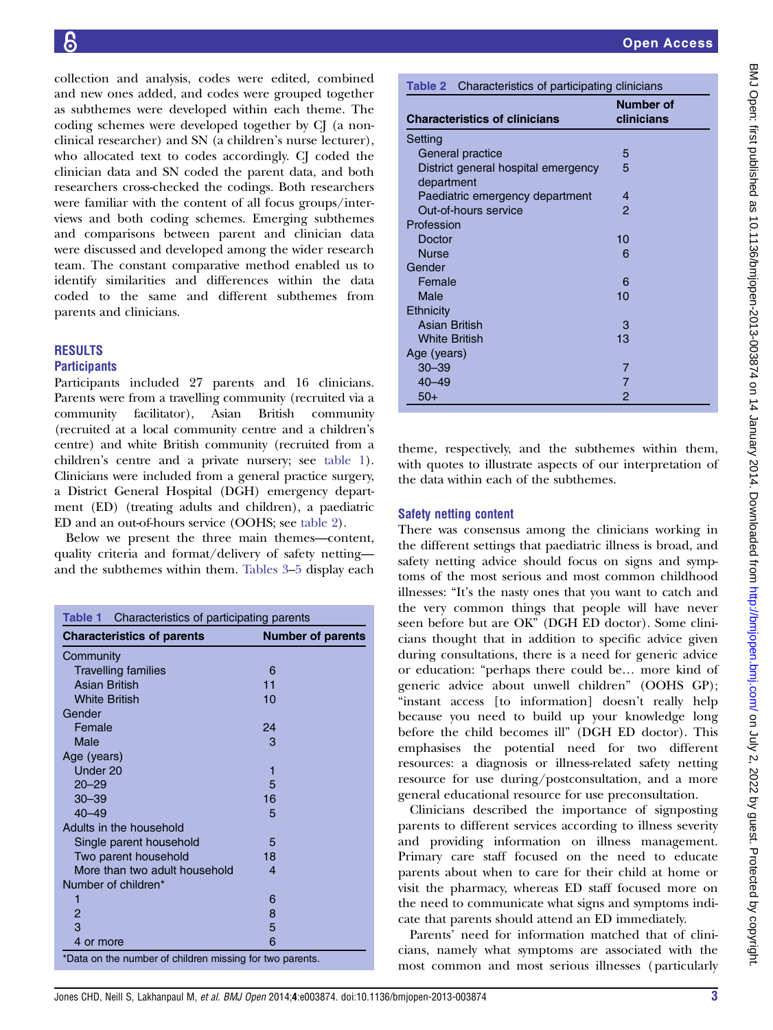collection and analysis, codes were edited, combined and new ones added, and codes were grouped together as subthemes were developed within each theme. The coding schemes were developed together by CJ (a non-clinical researcher) and SN (a children's nurse lecturer), who allocated text to codes accordingly. CJ coded the clinician data and SN coded the parent data, and both researchers cross-checked the codings. Both researchers were familiar with the content of all focus groups/interviews and both coding schemes. Emerging subthemes and comparisons between parent and clinician data were discussed and developed among the wider research team. The constant comparative method enabled us to identify similarities and differences within the data coded to the same and different subthemes from parents and clinicians.

## RESULTS

### Participants

Participants included 27 parents and 16 clinicians. Parents were from a travelling community (recruited via a community facilitator), Asian British community (recruited at a local community centre and a children's centre) and white British community (recruited from a children's centre and a private nursery; see table 1). Clinicians were included from a general practice surgery, a District General Hospital (DGH) emergency department (ED) (treating adults and children), a paediatric ED and an out-of-hours service (OOHS; see table 2).

Below we present the three main themes—content, quality criteria and format/delivery of safety netting—and the subthemes within them. Tables 3–5 display each theme, respectively, and the subthemes within them, with quotes to illustrate aspects of our interpretation of the data within each of the subthemes.

**Table 1** Characteristics of participating parents

| Characteristics of parents | Number of parents |
|---|---|
| Community | |
| Travelling families | 6 |
| Asian British | 11 |
| White British | 10 |
| Gender | |
| Female | 24 |
| Male | 3 |
| Age (years) | |
| Under 20 | 1 |
| 20–29 | 5 |
| 30–39 | 16 |
| 40–49 | 5 |
| Adults in the household | |
| Single parent household | 5 |
| Two parent household | 18 |
| More than two adult household | 4 |
| Number of children* | |
| 1 | 6 |
| 2 | 8 |
| 3 | 5 |
| 4 or more | 6 |

*Data on the number of children missing for two parents.

**Table 2** Characteristics of participating clinicians

| Characteristics of clinicians | Number of clinicians |
|---|---|
| Setting | |
| General practice | 5 |
| District general hospital emergency department | 5 |
| Paediatric emergency department | 4 |
| Out-of-hours service | 2 |
| Profession | |
| Doctor | 10 |
| Nurse | 6 |
| Gender | |
| Female | 6 |
| Male | 10 |
| Ethnicity | |
| Asian British | 3 |
| White British | 13 |
| Age (years) | |
| 30–39 | 7 |
| 40–49 | 7 |
| 50+ | 2 |

### Safety netting content

There was consensus among the clinicians working in the different settings that paediatric illness is broad, and safety netting advice should focus on signs and symptoms of the most serious and most common childhood illnesses: "It's the nasty ones that you want to catch and the very common things that people will have never seen before but are OK" (DGH ED doctor). Some clinicians thought that in addition to specific advice given during consultations, there is a need for generic advice or education: "perhaps there could be… more kind of generic advice about unwell children" (OOHS GP); "instant access [to information] doesn't really help because you need to build up your knowledge long before the child becomes ill" (DGH ED doctor). This emphasises the potential need for two different resources: a diagnosis or illness-related safety netting resource for use during/postconsultation, and a more general educational resource for use preconsultation.

Clinicians described the importance of signposting parents to different services according to illness severity and providing information on illness management. Primary care staff focused on the need to educate parents about when to care for their child at home or visit the pharmacy, whereas ED staff focused more on the need to communicate what signs and symptoms indicate that parents should attend an ED immediately.

Parents' need for information matched that of clinicians, namely what symptoms are associated with the most common and most serious illnesses (particularly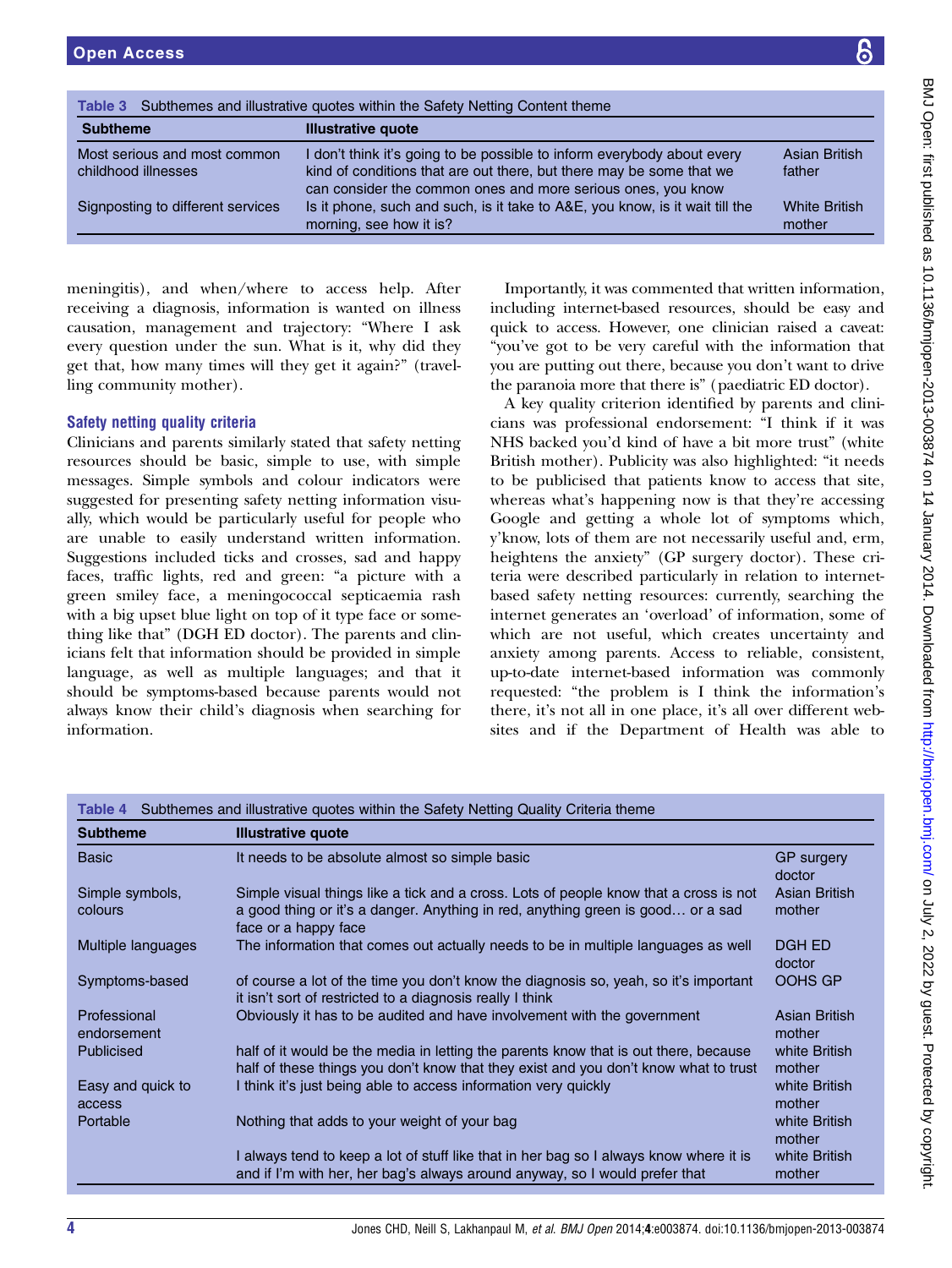**Table 3** Subthemes and illustrative quotes within the Safety Netting Content theme

| Subtheme | Illustrative quote | |
|---|---|---|
| Most serious and most common childhood illnesses | I don't think it's going to be possible to inform everybody about every kind of conditions that are out there, but there may be some that we can consider the common ones and more serious ones, you know | Asian British father |
| Signposting to different services | Is it phone, such and such, is it take to A&E, you know, is it wait till the morning, see how it is? | White British mother |

meningitis), and when/where to access help. After receiving a diagnosis, information is wanted on illness causation, management and trajectory: "Where I ask every question under the sun. What is it, why did they get that, how many times will they get it again?" (travelling community mother).

### Safety netting quality criteria

Clinicians and parents similarly stated that safety netting resources should be basic, simple to use, with simple messages. Simple symbols and colour indicators were suggested for presenting safety netting information visually, which would be particularly useful for people who are unable to easily understand written information. Suggestions included ticks and crosses, sad and happy faces, traffic lights, red and green: "a picture with a green smiley face, a meningococcal septicaemia rash with a big upset blue light on top of it type face or something like that" (DGH ED doctor). The parents and clinicians felt that information should be provided in simple language, as well as multiple languages; and that it should be symptoms-based because parents would not always know their child's diagnosis when searching for information.

Importantly, it was commented that written information, including internet-based resources, should be easy and quick to access. However, one clinician raised a caveat: "you've got to be very careful with the information that you are putting out there, because you don't want to drive the paranoia more that there is" (paediatric ED doctor).

A key quality criterion identified by parents and clinicians was professional endorsement: "I think if it was NHS backed you'd kind of have a bit more trust" (white British mother). Publicity was also highlighted: "it needs to be publicised that patients know to access that site, whereas what's happening now is that they're accessing Google and getting a whole lot of symptoms which, y'know, lots of them are not necessarily useful and, erm, heightens the anxiety" (GP surgery doctor). These criteria were described particularly in relation to internet-based safety netting resources: currently, searching the internet generates an 'overload' of information, some of which are not useful, which creates uncertainty and anxiety among parents. Access to reliable, consistent, up-to-date internet-based information was commonly requested: "the problem is I think the information's there, it's not all in one place, it's all over different websites and if the Department of Health was able to

**Table 4** Subthemes and illustrative quotes within the Safety Netting Quality Criteria theme

| Subtheme | Illustrative quote | |
|---|---|---|
| Basic | It needs to be absolute almost so simple basic | GP surgery doctor |
| Simple symbols, colours | Simple visual things like a tick and a cross. Lots of people know that a cross is not a good thing or it's a danger. Anything in red, anything green is good… or a sad face or a happy face | Asian British mother |
| Multiple languages | The information that comes out actually needs to be in multiple languages as well | DGH ED doctor |
| Symptoms-based | of course a lot of the time you don't know the diagnosis so, yeah, so it's important it isn't sort of restricted to a diagnosis really I think | OOHS GP |
| Professional endorsement | Obviously it has to be audited and have involvement with the government | Asian British mother |
| Publicised | half of it would be the media in letting the parents know that is out there, because half of these things you don't know that they exist and you don't know what to trust | white British mother |
| Easy and quick to access | I think it's just being able to access information very quickly | white British mother |
| Portable | Nothing that adds to your weight of your bag | white British mother |
| | I always tend to keep a lot of stuff like that in her bag so I always know where it is and if I'm with her, her bag's always around anyway, so I would prefer that | white British mother |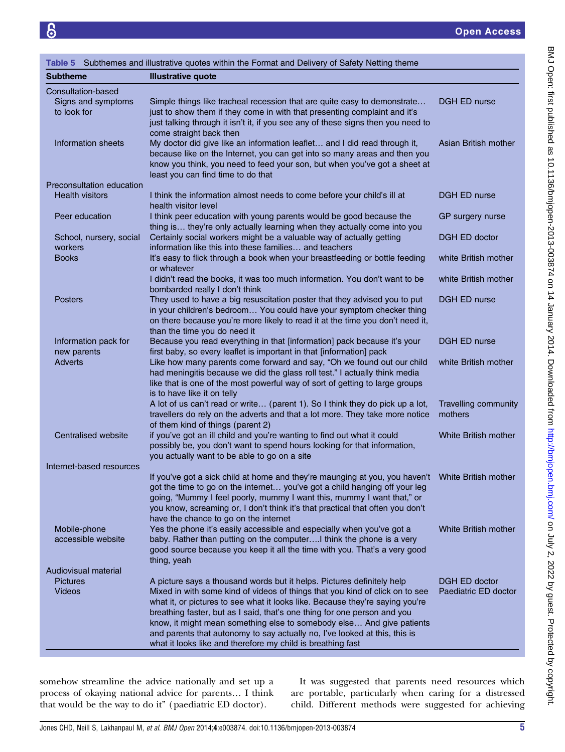**Table 5** Subthemes and illustrative quotes within the Format and Delivery of Safety Netting theme

| Subtheme | Illustrative quote | |
|---|---|---|
| Consultation-based | | |
| Signs and symptoms to look for | Simple things like tracheal recession that are quite easy to demonstrate… just to show them if they come in with that presenting complaint and it's just talking through it isn't it, if you see any of these signs then you need to come straight back then | DGH ED nurse |
| Information sheets | My doctor did give like an information leaflet… and I did read through it, because like on the Internet, you can get into so many areas and then you know you think, you need to feed your son, but when you've got a sheet at least you can find time to do that | Asian British mother |
| Preconsultation education | | |
| Health visitors | I think the information almost needs to come before your child's ill at health visitor level | DGH ED nurse |
| Peer education | I think peer education with young parents would be good because the thing is… they're only actually learning when they actually come into you | GP surgery nurse |
| School, nursery, social workers | Certainly social workers might be a valuable way of actually getting information like this into these families… and teachers | DGH ED doctor |
| Books | It's easy to flick through a book when your breastfeeding or bottle feeding or whatever | white British mother |
| | I didn't read the books, it was too much information. You don't want to be bombarded really I don't think | white British mother |
| Posters | They used to have a big resuscitation poster that they advised you to put in your children's bedroom… You could have your symptom checker thing on there because you're more likely to read it at the time you don't need it, than the time you do need it | DGH ED nurse |
| Information pack for new parents | Because you read everything in that [information] pack because it's your first baby, so every leaflet is important in that [information] pack | DGH ED nurse |
| Adverts | Like how many parents come forward and say, "Oh we found out our child had meningitis because we did the glass roll test." I actually think media like that is one of the most powerful way of sort of getting to large groups is to have like it on telly | white British mother |
| | A lot of us can't read or write… (parent 1). So I think they do pick up a lot, travellers do rely on the adverts and that a lot more. They take more notice of them kind of things (parent 2) | Travelling community mothers |
| Centralised website | if you've got an ill child and you're wanting to find out what it could possibly be, you don't want to spend hours looking for that information, you actually want to be able to go on a site | White British mother |
| Internet-based resources | | |
| | If you've got a sick child at home and they're maunging at you, you haven't got the time to go on the internet… you've got a child hanging off your leg going, "Mummy I feel poorly, mummy I want this, mummy I want that," or you know, screaming or, I don't think it's that practical that often you don't have the chance to go on the internet | White British mother |
| Mobile-phone accessible website | Yes the phone it's easily accessible and especially when you've got a baby. Rather than putting on the computer….I think the phone is a very good source because you keep it all the time with you. That's a very good thing, yeah | White British mother |
| Audiovisual material | | |
| Pictures | A picture says a thousand words but it helps. Pictures definitely help | DGH ED doctor |
| Videos | Mixed in with some kind of videos of things that you kind of click on to see what it, or pictures to see what it looks like. Because they're saying you're breathing faster, but as I said, that's one thing for one person and you know, it might mean something else to somebody else… And give patients and parents that autonomy to say actually no, I've looked at this, this is what it looks like and therefore my child is breathing fast | Paediatric ED doctor |

somehow streamline the advice nationally and set up a process of okaying national advice for parents… I think that would be the way to do it" (paediatric ED doctor).

It was suggested that parents need resources which are portable, particularly when caring for a distressed child. Different methods were suggested for achieving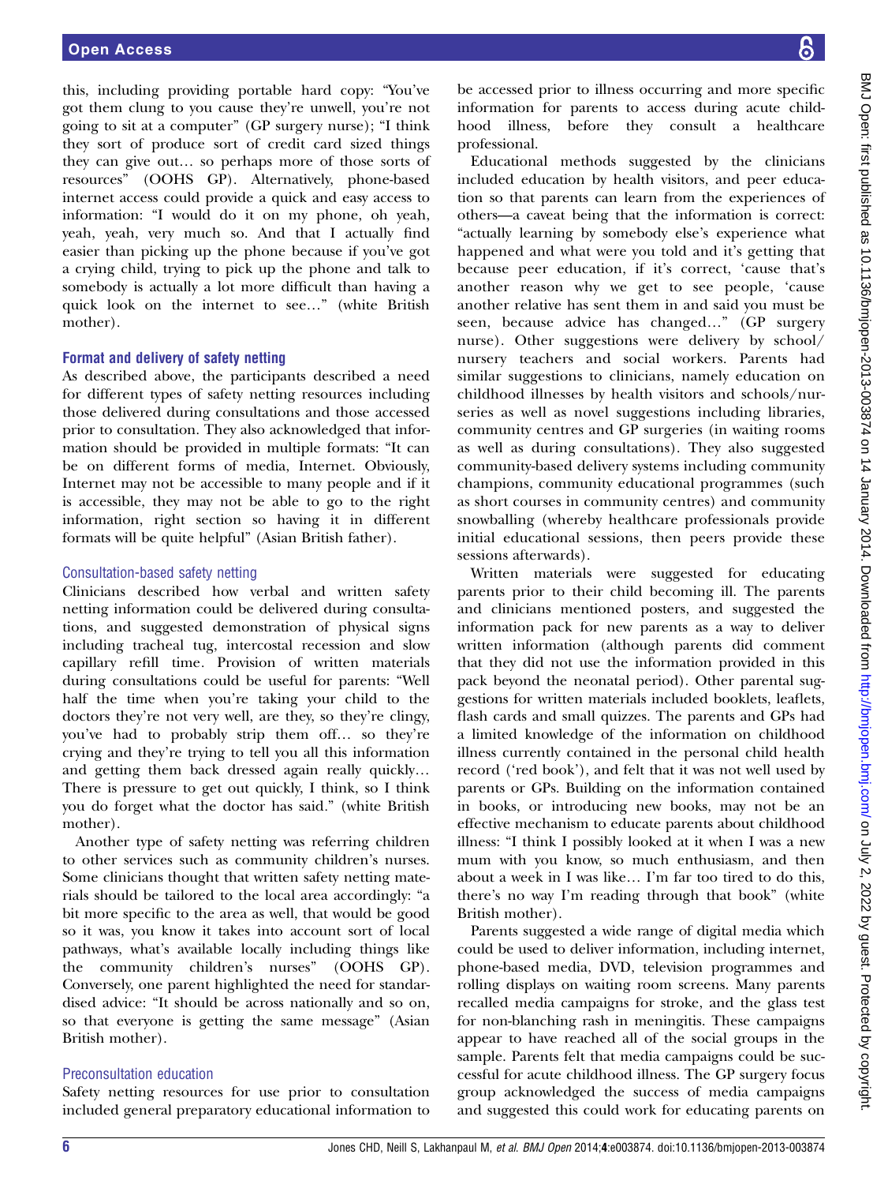this, including providing portable hard copy: "You've got them clung to you cause they're unwell, you're not going to sit at a computer" (GP surgery nurse); "I think they sort of produce sort of credit card sized things they can give out… so perhaps more of those sorts of resources" (OOHS GP). Alternatively, phone-based internet access could provide a quick and easy access to information: "I would do it on my phone, oh yeah, yeah, yeah, very much so. And that I actually find easier than picking up the phone because if you've got a crying child, trying to pick up the phone and talk to somebody is actually a lot more difficult than having a quick look on the internet to see…" (white British mother).

### Format and delivery of safety netting

As described above, the participants described a need for different types of safety netting resources including those delivered during consultations and those accessed prior to consultation. They also acknowledged that information should be provided in multiple formats: "It can be on different forms of media, Internet. Obviously, Internet may not be accessible to many people and if it is accessible, they may not be able to go to the right information, right section so having it in different formats will be quite helpful" (Asian British father).

#### Consultation-based safety netting

Clinicians described how verbal and written safety netting information could be delivered during consultations, and suggested demonstration of physical signs including tracheal tug, intercostal recession and slow capillary refill time. Provision of written materials during consultations could be useful for parents: "Well half the time when you're taking your child to the doctors they're not very well, are they, so they're clingy, you've had to probably strip them off… so they're crying and they're trying to tell you all this information and getting them back dressed again really quickly… There is pressure to get out quickly, I think, so I think you do forget what the doctor has said." (white British mother).

Another type of safety netting was referring children to other services such as community children's nurses. Some clinicians thought that written safety netting materials should be tailored to the local area accordingly: "a bit more specific to the area as well, that would be good so it was, you know it takes into account sort of local pathways, what's available locally including things like the community children's nurses" (OOHS GP). Conversely, one parent highlighted the need for standardised advice: "It should be across nationally and so on, so that everyone is getting the same message" (Asian British mother).

#### Preconsultation education

Safety netting resources for use prior to consultation included general preparatory educational information to be accessed prior to illness occurring and more specific information for parents to access during acute childhood illness, before they consult a healthcare professional.

Educational methods suggested by the clinicians included education by health visitors, and peer education so that parents can learn from the experiences of others—a caveat being that the information is correct: "actually learning by somebody else's experience what happened and what were you told and it's getting that because peer education, if it's correct, 'cause that's another reason why we get to see people, 'cause another relative has sent them in and said you must be seen, because advice has changed…" (GP surgery nurse). Other suggestions were delivery by school/nursery teachers and social workers. Parents had similar suggestions to clinicians, namely education on childhood illnesses by health visitors and schools/nurseries as well as novel suggestions including libraries, community centres and GP surgeries (in waiting rooms as well as during consultations). They also suggested community-based delivery systems including community champions, community educational programmes (such as short courses in community centres) and community snowballing (whereby healthcare professionals provide initial educational sessions, then peers provide these sessions afterwards).

Written materials were suggested for educating parents prior to their child becoming ill. The parents and clinicians mentioned posters, and suggested the information pack for new parents as a way to deliver written information (although parents did comment that they did not use the information provided in this pack beyond the neonatal period). Other parental suggestions for written materials included booklets, leaflets, flash cards and small quizzes. The parents and GPs had a limited knowledge of the information on childhood illness currently contained in the personal child health record ('red book'), and felt that it was not well used by parents or GPs. Building on the information contained in books, or introducing new books, may not be an effective mechanism to educate parents about childhood illness: "I think I possibly looked at it when I was a new mum with you know, so much enthusiasm, and then about a week in I was like… I'm far too tired to do this, there's no way I'm reading through that book" (white British mother).

Parents suggested a wide range of digital media which could be used to deliver information, including internet, phone-based media, DVD, television programmes and rolling displays on waiting room screens. Many parents recalled media campaigns for stroke, and the glass test for non-blanching rash in meningitis. These campaigns appear to have reached all of the social groups in the sample. Parents felt that media campaigns could be successful for acute childhood illness. The GP surgery focus group acknowledged the success of media campaigns and suggested this could work for educating parents on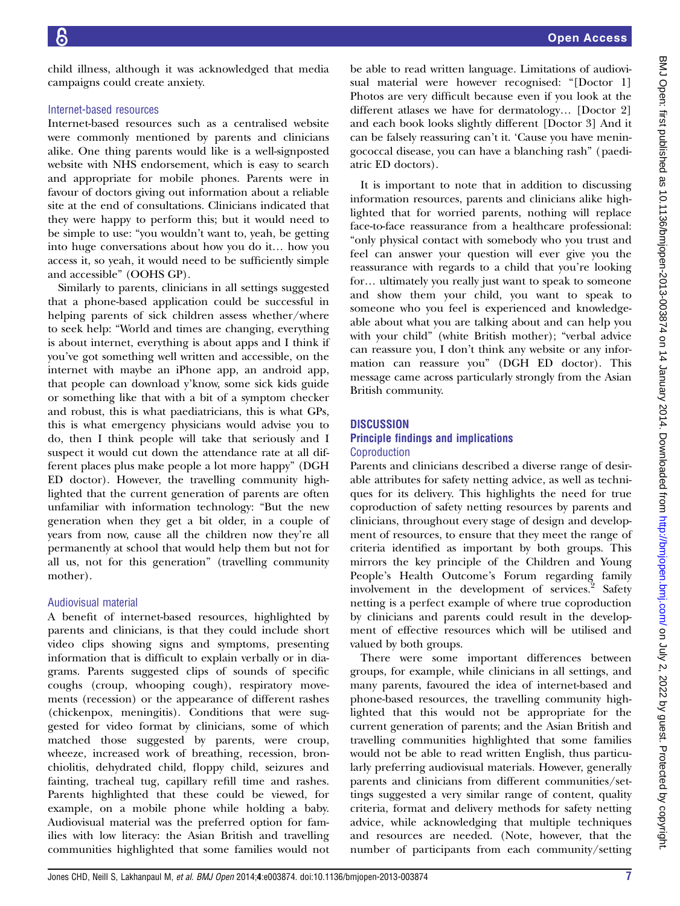child illness, although it was acknowledged that media campaigns could create anxiety.

### Internet-based resources

Internet-based resources such as a centralised website were commonly mentioned by parents and clinicians alike. One thing parents would like is a well-signposted website with NHS endorsement, which is easy to search and appropriate for mobile phones. Parents were in favour of doctors giving out information about a reliable site at the end of consultations. Clinicians indicated that they were happy to perform this; but it would need to be simple to use: "you wouldn't want to, yeah, be getting into huge conversations about how you do it… how you access it, so yeah, it would need to be sufficiently simple and accessible" (OOHS GP).

Similarly to parents, clinicians in all settings suggested that a phone-based application could be successful in helping parents of sick children assess whether/where to seek help: "World and times are changing, everything is about internet, everything is about apps and I think if you've got something well written and accessible, on the internet with maybe an iPhone app, an android app, that people can download y'know, some sick kids guide or something like that with a bit of a symptom checker and robust, this is what paediatricians, this is what GPs, this is what emergency physicians would advise you to do, then I think people will take that seriously and I suspect it would cut down the attendance rate at all different places plus make people a lot more happy" (DGH ED doctor). However, the travelling community highlighted that the current generation of parents are often unfamiliar with information technology: "But the new generation when they get a bit older, in a couple of years from now, cause all the children now they're all permanently at school that would help them but not for all us, not for this generation" (travelling community mother).

### Audiovisual material

A benefit of internet-based resources, highlighted by parents and clinicians, is that they could include short video clips showing signs and symptoms, presenting information that is difficult to explain verbally or in diagrams. Parents suggested clips of sounds of specific coughs (croup, whooping cough), respiratory movements (recession) or the appearance of different rashes (chickenpox, meningitis). Conditions that were suggested for video format by clinicians, some of which matched those suggested by parents, were croup, wheeze, increased work of breathing, recession, bronchiolitis, dehydrated child, floppy child, seizures and fainting, tracheal tug, capillary refill time and rashes. Parents highlighted that these could be viewed, for example, on a mobile phone while holding a baby. Audiovisual material was the preferred option for families with low literacy: the Asian British and travelling communities highlighted that some families would not be able to read written language. Limitations of audiovisual material were however recognised: "[Doctor 1] Photos are very difficult because even if you look at the different atlases we have for dermatology… [Doctor 2] and each book looks slightly different [Doctor 3] And it can be falsely reassuring can't it. 'Cause you have meningococcal disease, you can have a blanching rash" (paediatric ED doctors).

It is important to note that in addition to discussing information resources, parents and clinicians alike highlighted that for worried parents, nothing will replace face-to-face reassurance from a healthcare professional: "only physical contact with somebody who you trust and feel can answer your question will ever give you the reassurance with regards to a child that you're looking for… ultimately you really just want to speak to someone and show them your child, you want to speak to someone who you feel is experienced and knowledgeable about what you are talking about and can help you with your child" (white British mother); "verbal advice can reassure you, I don't think any website or any information can reassure you" (DGH ED doctor). This message came across particularly strongly from the Asian British community.

## DISCUSSION

### Principle findings and implications

#### Coproduction

Parents and clinicians described a diverse range of desirable attributes for safety netting advice, as well as techniques for its delivery. This highlights the need for true coproduction of safety netting resources by parents and clinicians, throughout every stage of design and development of resources, to ensure that they meet the range of criteria identified as important by both groups. This mirrors the key principle of the Children and Young People's Health Outcome's Forum regarding family involvement in the development of services.[2] Safety netting is a perfect example of where true coproduction by clinicians and parents could result in the development of effective resources which will be utilised and valued by both groups.

There were some important differences between groups, for example, while clinicians in all settings, and many parents, favoured the idea of internet-based and phone-based resources, the travelling community highlighted that this would not be appropriate for the current generation of parents; and the Asian British and travelling communities highlighted that some families would not be able to read written English, thus particularly preferring audiovisual materials. However, generally parents and clinicians from different communities/settings suggested a very similar range of content, quality criteria, format and delivery methods for safety netting advice, while acknowledging that multiple techniques and resources are needed. (Note, however, that the number of participants from each community/setting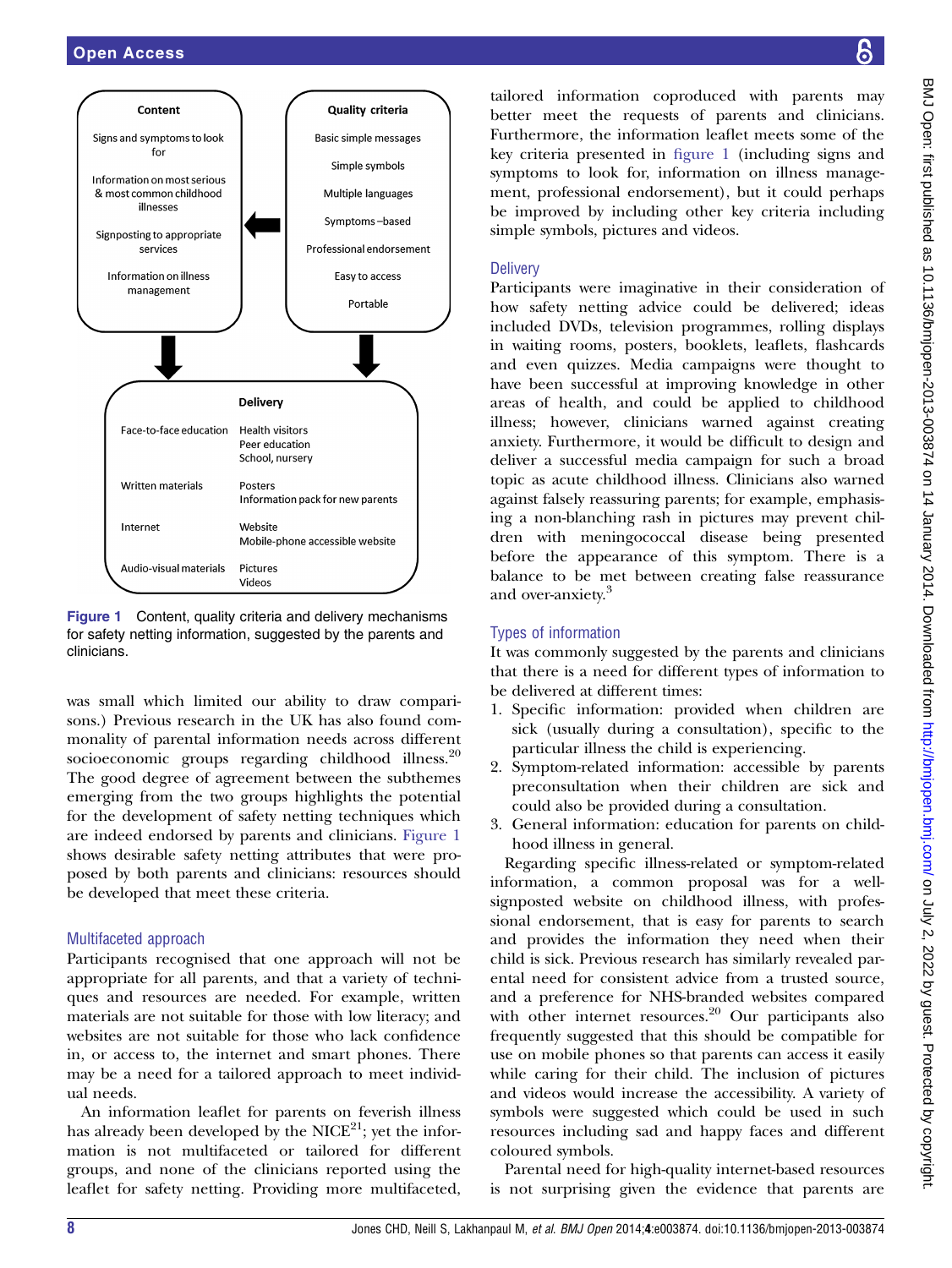**Content**

Signs and symptoms to look for

Information on most serious & most common childhood illnesses

Signposting to appropriate services

Information on illness management

**Quality criteria**

Basic simple messages

Simple symbols

Multiple languages

Symptoms –based

Professional endorsement

Easy to access

Portable

**Delivery**

| | |
|---|---|
| Face-to-face education | Health visitors<br>Peer education<br>School, nursery |
| Written materials | Posters<br>Information pack for new parents |
| Internet | Website<br>Mobile-phone accessible website |
| Audio-visual materials | Pictures<br>Videos |

Figure 1 Content, quality criteria and delivery mechanisms for safety netting information, suggested by the parents and clinicians.

was small which limited our ability to draw comparisons.) Previous research in the UK has also found commonality of parental information needs across different socioeconomic groups regarding childhood illness.[20] The good degree of agreement between the subthemes emerging from the two groups highlights the potential for the development of safety netting techniques which are indeed endorsed by parents and clinicians. Figure 1 shows desirable safety netting attributes that were proposed by both parents and clinicians: resources should be developed that meet these criteria.

### Multifaceted approach

Participants recognised that one approach will not be appropriate for all parents, and that a variety of techniques and resources are needed. For example, written materials are not suitable for those with low literacy; and websites are not suitable for those who lack confidence in, or access to, the internet and smart phones. There may be a need for a tailored approach to meet individual needs.

An information leaflet for parents on feverish illness has already been developed by the NICE[21]; yet the information is not multifaceted or tailored for different groups, and none of the clinicians reported using the leaflet for safety netting. Providing more multifaceted, tailored information coproduced with parents may better meet the requests of parents and clinicians. Furthermore, the information leaflet meets some of the key criteria presented in figure 1 (including signs and symptoms to look for, information on illness management, professional endorsement), but it could perhaps be improved by including other key criteria including simple symbols, pictures and videos.

### Delivery

Participants were imaginative in their consideration of how safety netting advice could be delivered; ideas included DVDs, television programmes, rolling displays in waiting rooms, posters, booklets, leaflets, flashcards and even quizzes. Media campaigns were thought to have been successful at improving knowledge in other areas of health, and could be applied to childhood illness; however, clinicians warned against creating anxiety. Furthermore, it would be difficult to design and deliver a successful media campaign for such a broad topic as acute childhood illness. Clinicians also warned against falsely reassuring parents; for example, emphasising a non-blanching rash in pictures may prevent children with meningococcal disease being presented before the appearance of this symptom. There is a balance to be met between creating false reassurance and over-anxiety.[3]

### Types of information

It was commonly suggested by the parents and clinicians that there is a need for different types of information to be delivered at different times:

1. Specific information: provided when children are sick (usually during a consultation), specific to the particular illness the child is experiencing.
2. Symptom-related information: accessible by parents preconsultation when their children are sick and could also be provided during a consultation.
3. General information: education for parents on childhood illness in general.

Regarding specific illness-related or symptom-related information, a common proposal was for a well-signposted website on childhood illness, with professional endorsement, that is easy for parents to search and provides the information they need when their child is sick. Previous research has similarly revealed parental need for consistent advice from a trusted source, and a preference for NHS-branded websites compared with other internet resources.[20] Our participants also frequently suggested that this should be compatible for use on mobile phones so that parents can access it easily while caring for their child. The inclusion of pictures and videos would increase the accessibility. A variety of symbols were suggested which could be used in such resources including sad and happy faces and different coloured symbols.

Parental need for high-quality internet-based resources is not surprising given the evidence that parents are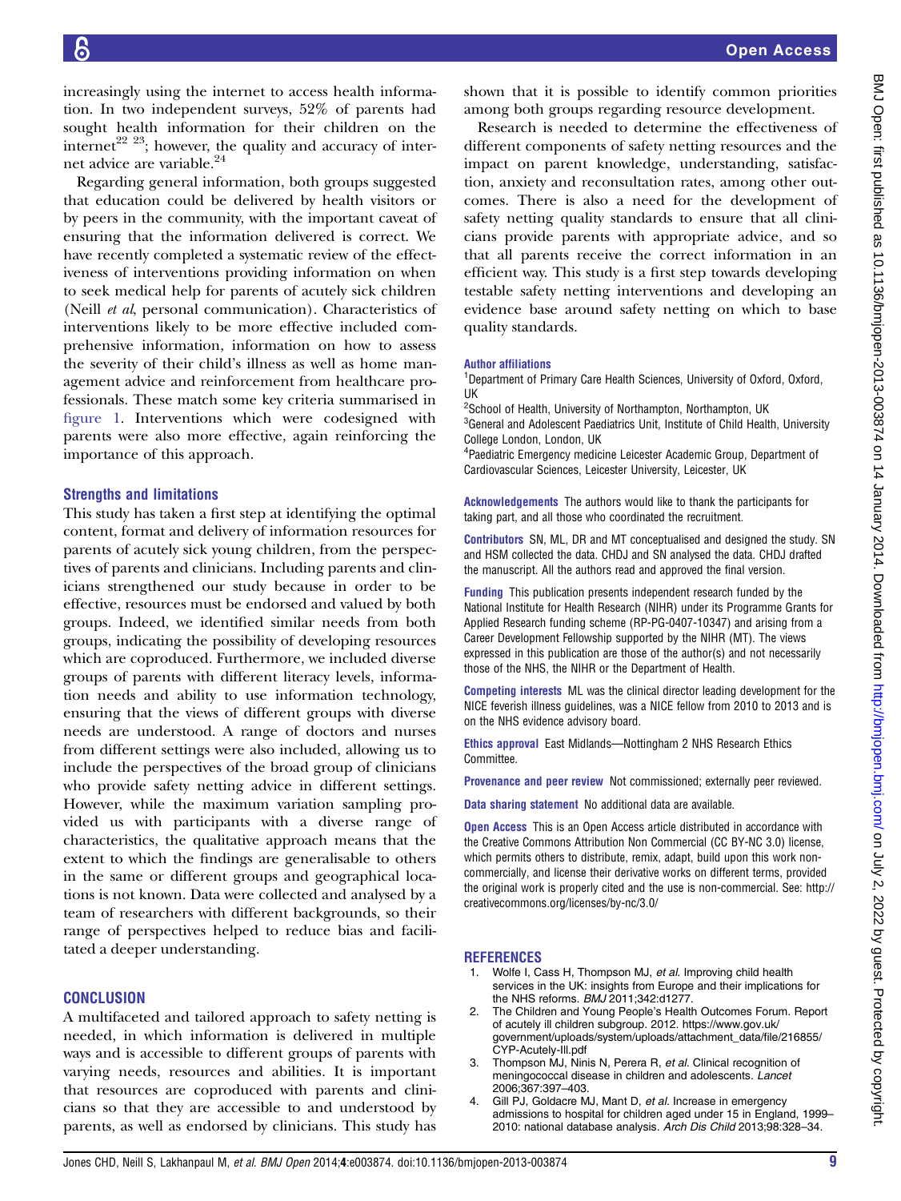increasingly using the internet to access health information. In two independent surveys, 52% of parents had sought health information for their children on the internet[22 23]; however, the quality and accuracy of internet advice are variable.[24]

Regarding general information, both groups suggested that education could be delivered by health visitors or by peers in the community, with the important caveat of ensuring that the information delivered is correct. We have recently completed a systematic review of the effectiveness of interventions providing information on when to seek medical help for parents of acutely sick children (Neill *et al*, personal communication). Characteristics of interventions likely to be more effective included comprehensive information, information on how to assess the severity of their child's illness as well as home management advice and reinforcement from healthcare professionals. These match some key criteria summarised in figure 1. Interventions which were codesigned with parents were also more effective, again reinforcing the importance of this approach.

### Strengths and limitations

This study has taken a first step at identifying the optimal content, format and delivery of information resources for parents of acutely sick young children, from the perspectives of parents and clinicians. Including parents and clinicians strengthened our study because in order to be effective, resources must be endorsed and valued by both groups. Indeed, we identified similar needs from both groups, indicating the possibility of developing resources which are coproduced. Furthermore, we included diverse groups of parents with different literacy levels, information needs and ability to use information technology, ensuring that the views of different groups with diverse needs are understood. A range of doctors and nurses from different settings were also included, allowing us to include the perspectives of the broad group of clinicians who provide safety netting advice in different settings. However, while the maximum variation sampling provided us with participants with a diverse range of characteristics, the qualitative approach means that the extent to which the findings are generalisable to others in the same or different groups and geographical locations is not known. Data were collected and analysed by a team of researchers with different backgrounds, so their range of perspectives helped to reduce bias and facilitated a deeper understanding.

## CONCLUSION

A multifaceted and tailored approach to safety netting is needed, in which information is delivered in multiple ways and is accessible to different groups of parents with varying needs, resources and abilities. It is important that resources are coproduced with parents and clinicians so that they are accessible to and understood by parents, as well as endorsed by clinicians. This study has shown that it is possible to identify common priorities among both groups regarding resource development.

Research is needed to determine the effectiveness of different components of safety netting resources and the impact on parent knowledge, understanding, satisfaction, anxiety and reconsultation rates, among other outcomes. There is also a need for the development of safety netting quality standards to ensure that all clinicians provide parents with appropriate advice, and so that all parents receive the correct information in an efficient way. This study is a first step towards developing testable safety netting interventions and developing an evidence base around safety netting on which to base quality standards.

**Author affiliations**
[1]Department of Primary Care Health Sciences, University of Oxford, Oxford, UK
[2]School of Health, University of Northampton, Northampton, UK
[3]General and Adolescent Paediatrics Unit, Institute of Child Health, University College London, London, UK
[4]Paediatric Emergency medicine Leicester Academic Group, Department of Cardiovascular Sciences, Leicester University, Leicester, UK

**Acknowledgements** The authors would like to thank the participants for taking part, and all those who coordinated the recruitment.

**Contributors** SN, ML, DR and MT conceptualised and designed the study. SN and HSM collected the data. CHDJ and SN analysed the data. CHDJ drafted the manuscript. All the authors read and approved the final version.

**Funding** This publication presents independent research funded by the National Institute for Health Research (NIHR) under its Programme Grants for Applied Research funding scheme (RP-PG-0407-10347) and arising from a Career Development Fellowship supported by the NIHR (MT). The views expressed in this publication are those of the author(s) and not necessarily those of the NHS, the NIHR or the Department of Health.

**Competing interests** ML was the clinical director leading development for the NICE feverish illness guidelines, was a NICE fellow from 2010 to 2013 and is on the NHS evidence advisory board.

**Ethics approval** East Midlands—Nottingham 2 NHS Research Ethics Committee.

**Provenance and peer review** Not commissioned; externally peer reviewed.

**Data sharing statement** No additional data are available.

**Open Access** This is an Open Access article distributed in accordance with the Creative Commons Attribution Non Commercial (CC BY-NC 3.0) license, which permits others to distribute, remix, adapt, build upon this work non-commercially, and license their derivative works on different terms, provided the original work is properly cited and the use is non-commercial. See: http://creativecommons.org/licenses/by-nc/3.0/

## REFERENCES

1. Wolfe I, Cass H, Thompson MJ, *et al*. Improving child health services in the UK: insights from Europe and their implications for the NHS reforms. *BMJ* 2011;342:d1277.
2. The Children and Young People's Health Outcomes Forum. Report of acutely ill children subgroup. 2012. https://www.gov.uk/government/uploads/system/uploads/attachment_data/file/216855/CYP-Acutely-Ill.pdf
3. Thompson MJ, Ninis N, Perera R, *et al*. Clinical recognition of meningococcal disease in children and adolescents. *Lancet* 2006;367:397–403.
4. Gill PJ, Goldacre MJ, Mant D, *et al*. Increase in emergency admissions to hospital for children aged under 15 in England, 1999–2010: national database analysis. *Arch Dis Child* 2013;98:328–34.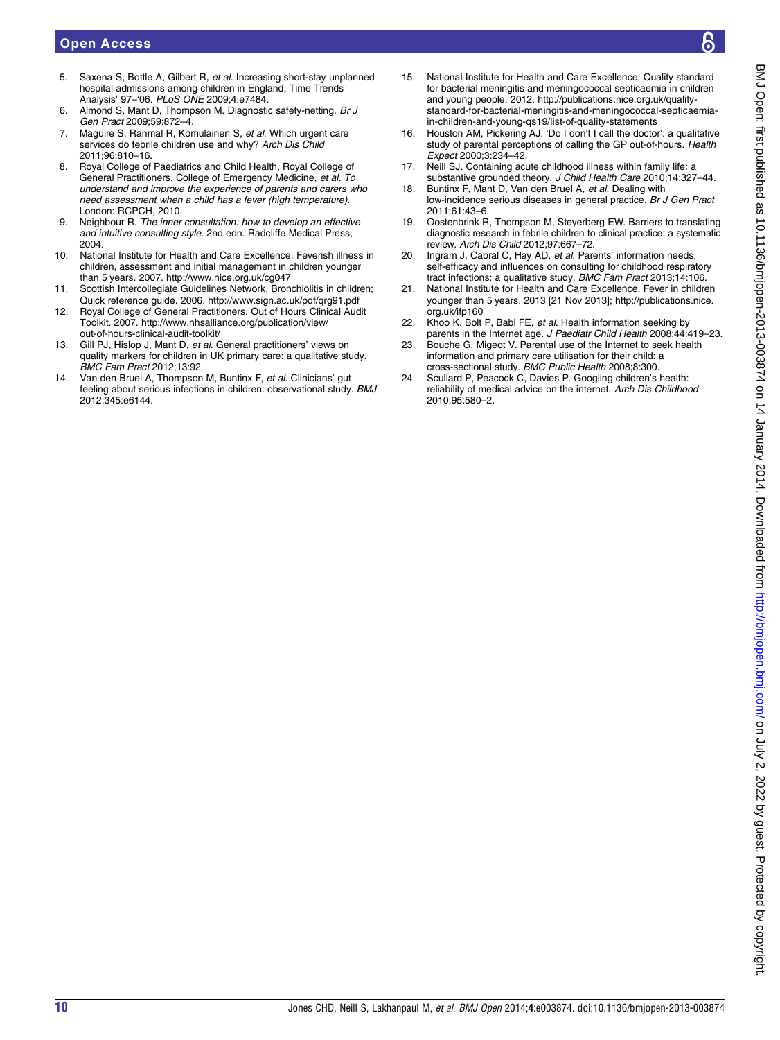5. Saxena S, Bottle A, Gilbert R, *et al*. Increasing short-stay unplanned hospital admissions among children in England; Time Trends Analysis' 97–'06. *PLoS ONE* 2009;4:e7484.
6. Almond S, Mant D, Thompson M. Diagnostic safety-netting. *Br J Gen Pract* 2009;59:872–4.
7. Maguire S, Ranmal R, Komulainen S, *et al*. Which urgent care services do febrile children use and why? *Arch Dis Child* 2011;96:810–16.
8. Royal College of Paediatrics and Child Health, Royal College of General Practitioners, College of Emergency Medicine, *et al*. *To understand and improve the experience of parents and carers who need assessment when a child has a fever (high temperature)*. London: RCPCH, 2010.
9. Neighbour R. *The inner consultation: how to develop an effective and intuitive consulting style*. 2nd edn. Radcliffe Medical Press, 2004.
10. National Institute for Health and Care Excellence. Feverish illness in children, assessment and initial management in children younger than 5 years. 2007. http://www.nice.org.uk/cg047
11. Scottish Intercollegiate Guidelines Network. Bronchiolitis in children; Quick reference guide. 2006. http://www.sign.ac.uk/pdf/qrg91.pdf
12. Royal College of General Practitioners. Out of Hours Clinical Audit Toolkit. 2007. http://www.nhsalliance.org/publication/view/out-of-hours-clinical-audit-toolkit/
13. Gill PJ, Hislop J, Mant D, *et al*. General practitioners' views on quality markers for children in UK primary care: a qualitative study. *BMC Fam Pract* 2012;13:92.
14. Van den Bruel A, Thompson M, Buntinx F, *et al*. Clinicians' gut feeling about serious infections in children: observational study. *BMJ* 2012;345:e6144.
15. National Institute for Health and Care Excellence. Quality standard for bacterial meningitis and meningococcal septicaemia in children and young people. 2012. http://publications.nice.org.uk/quality-standard-for-bacterial-meningitis-and-meningococcal-septicaemia-in-children-and-young-qs19/list-of-quality-statements
16. Houston AM, Pickering AJ. 'Do I don't I call the doctor': a qualitative study of parental perceptions of calling the GP out-of-hours. *Health Expect* 2000;3:234–42.
17. Neill SJ. Containing acute childhood illness within family life: a substantive grounded theory. *J Child Health Care* 2010;14:327–44.
18. Buntinx F, Mant D, Van den Bruel A, *et al*. Dealing with low-incidence serious diseases in general practice. *Br J Gen Pract* 2011;61:43–6.
19. Oostenbrink R, Thompson M, Steyerberg EW. Barriers to translating diagnostic research in febrile children to clinical practice: a systematic review. *Arch Dis Child* 2012;97:667–72.
20. Ingram J, Cabral C, Hay AD, *et al*. Parents' information needs, self-efficacy and influences on consulting for childhood respiratory tract infections: a qualitative study. *BMC Fam Pract* 2013;14:106.
21. National Institute for Health and Care Excellence. Fever in children younger than 5 years. 2013 [21 Nov 2013]; http://publications.nice.org.uk/ifp160
22. Khoo K, Bolt P, Babl FE, *et al*. Health information seeking by parents in the Internet age. *J Paediatr Child Health* 2008;44:419–23.
23. Bouche G, Migeot V. Parental use of the Internet to seek health information and primary care utilisation for their child: a cross-sectional study. *BMC Public Health* 2008;8:300.
24. Scullard P, Peacock C, Davies P. Googling children's health: reliability of medical advice on the internet. *Arch Dis Childhood* 2010;95:580–2.